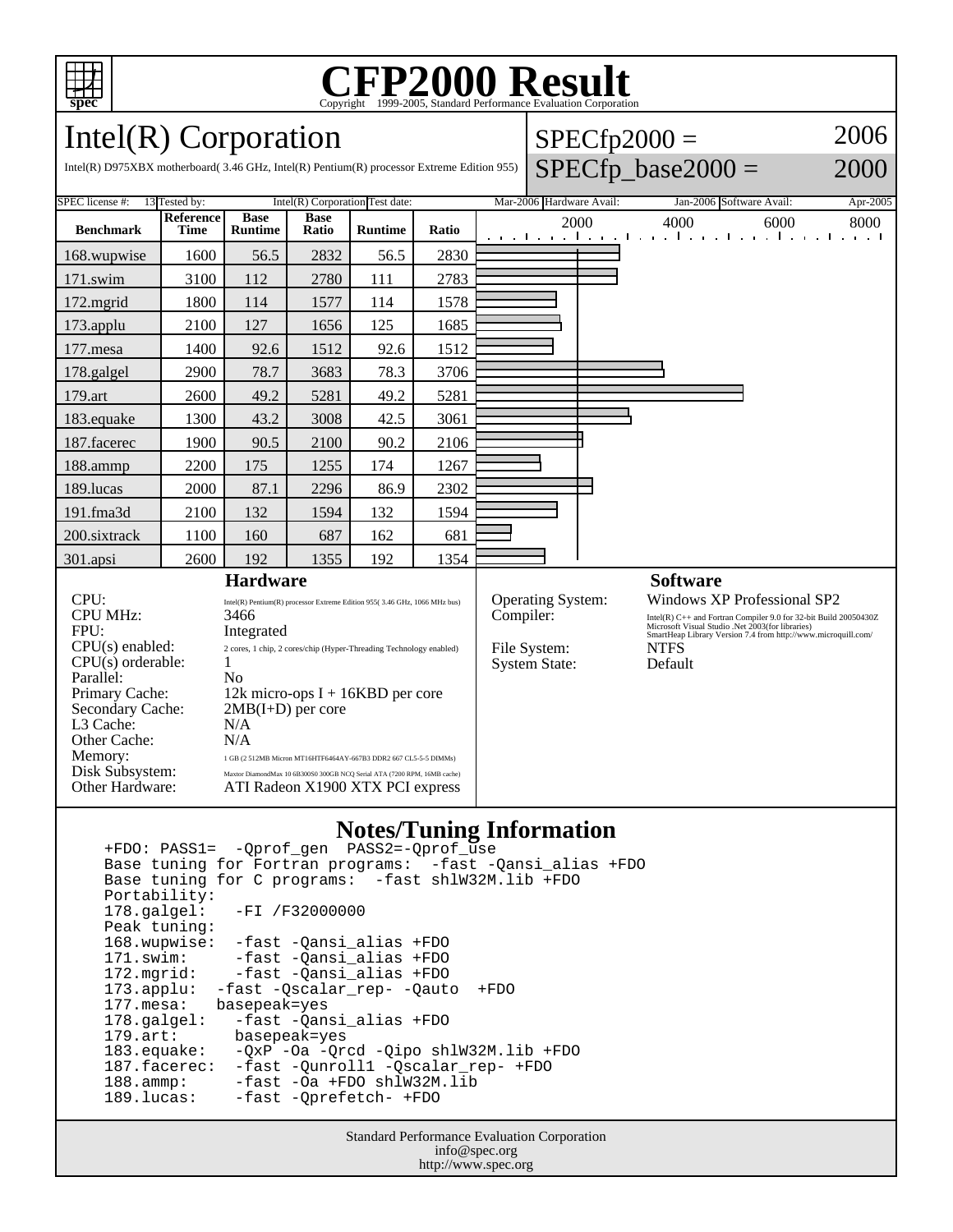# CFP2000 Result

Copyright 1999-2005, Standard Performance Evaluation Corporation

## Intel(R) Corporation

Intel(R) D975XBX motherboard( 3.46 GHz, Intel(R) Pentium(R) processor Extreme Edition 955)

SPECfp2000 = 2006

SPECfp_base2000 = 2000

| SPEC license #: | 13 | Tested by: | Intel(R) Corporation | Test date: | Mar-2006 | Hardware Avail: | Jan-2006 | Software Avail: | Apr-2005 |
|---|---|---|---|---|---|---|---|---|---|

| Benchmark | Reference Time | Base Runtime | Base Ratio | Runtime | Ratio |
|---|---|---|---|---|---|
| 168.wupwise | 1600 | 56.5 | 2832 | 56.5 | 2830 |
| 171.swim | 3100 | 112 | 2780 | 111 | 2783 |
| 172.mgrid | 1800 | 114 | 1577 | 114 | 1578 |
| 173.applu | 2100 | 127 | 1656 | 125 | 1685 |
| 177.mesa | 1400 | 92.6 | 1512 | 92.6 | 1512 |
| 178.galgel | 2900 | 78.7 | 3683 | 78.3 | 3706 |
| 179.art | 2600 | 49.2 | 5281 | 49.2 | 5281 |
| 183.equake | 1300 | 43.2 | 3008 | 42.5 | 3061 |
| 187.facerec | 1900 | 90.5 | 2100 | 90.2 | 2106 |
| 188.ammp | 2200 | 175 | 1255 | 174 | 1267 |
| 189.lucas | 2000 | 87.1 | 2296 | 86.9 | 2302 |
| 191.fma3d | 2100 | 132 | 1594 | 132 | 1594 |
| 200.sixtrack | 1100 | 160 | 687 | 162 | 681 |
| 301.apsi | 2600 | 192 | 1355 | 192 | 1354 |

### Hardware

- CPU: Intel(R) Pentium(R) processor Extreme Edition 955( 3.46 GHz, 1066 MHz bus)
- CPU MHz: 3466
- FPU: Integrated
- CPU(s) enabled: 2 cores, 1 chip, 2 cores/chip (Hyper-Threading Technology enabled)
- CPU(s) orderable: 1
- Parallel: No
- Primary Cache: 12k micro-ops I + 16KBD per core
- Secondary Cache: 2MB(I+D) per core
- L3 Cache: N/A
- Other Cache: N/A
- Memory: 1 GB (2 512MB Micron MT16HTF6464AY-667B3 DDR2 667 CL5-5-5 DIMMs)
- Disk Subsystem: Maxtor DiamondMax 10 6B300S0 300GB NCQ Serial ATA (7200 RPM, 16MB cache)
- Other Hardware: ATI Radeon X1900 XTX PCI express

### Software

- Operating System: Windows XP Professional SP2
- Compiler: Intel(R) C++ and Fortran Compiler 9.0 for 32-bit Build 20050430Z; Microsoft Visual Studio .Net 2003(for libraries); SmartHeap Library Version 7.4 from http://www.microquill.com/
- File System: NTFS
- System State: Default

### Notes/Tuning Information

```
+FDO: PASS1=  -Qprof_gen  PASS2=-Qprof_use
Base tuning for Fortran programs:  -fast -Qansi_alias +FDO
Base tuning for C programs:  -fast shlW32M.lib +FDO
Portability:
178.galgel:   -FI /F32000000
Peak tuning:
168.wupwise:  -fast -Qansi_alias +FDO
171.swim:     -fast -Qansi_alias +FDO
172.mgrid:    -fast -Qansi_alias +FDO
173.applu:  -fast -Qscalar_rep- -Qauto  +FDO
177.mesa:   basepeak=yes
178.galgel:   -fast -Qansi_alias +FDO
179.art:      basepeak=yes
183.equake:   -QxP -Oa -Qrcd -Qipo shlW32M.lib +FDO
187.facerec:  -fast -Qunroll1 -Qscalar_rep- +FDO
188.ammp:     -fast -Oa +FDO shlW32M.lib
189.lucas:    -fast -Qprefetch- +FDO
```

Standard Performance Evaluation Corporation
info@spec.org
http://www.spec.org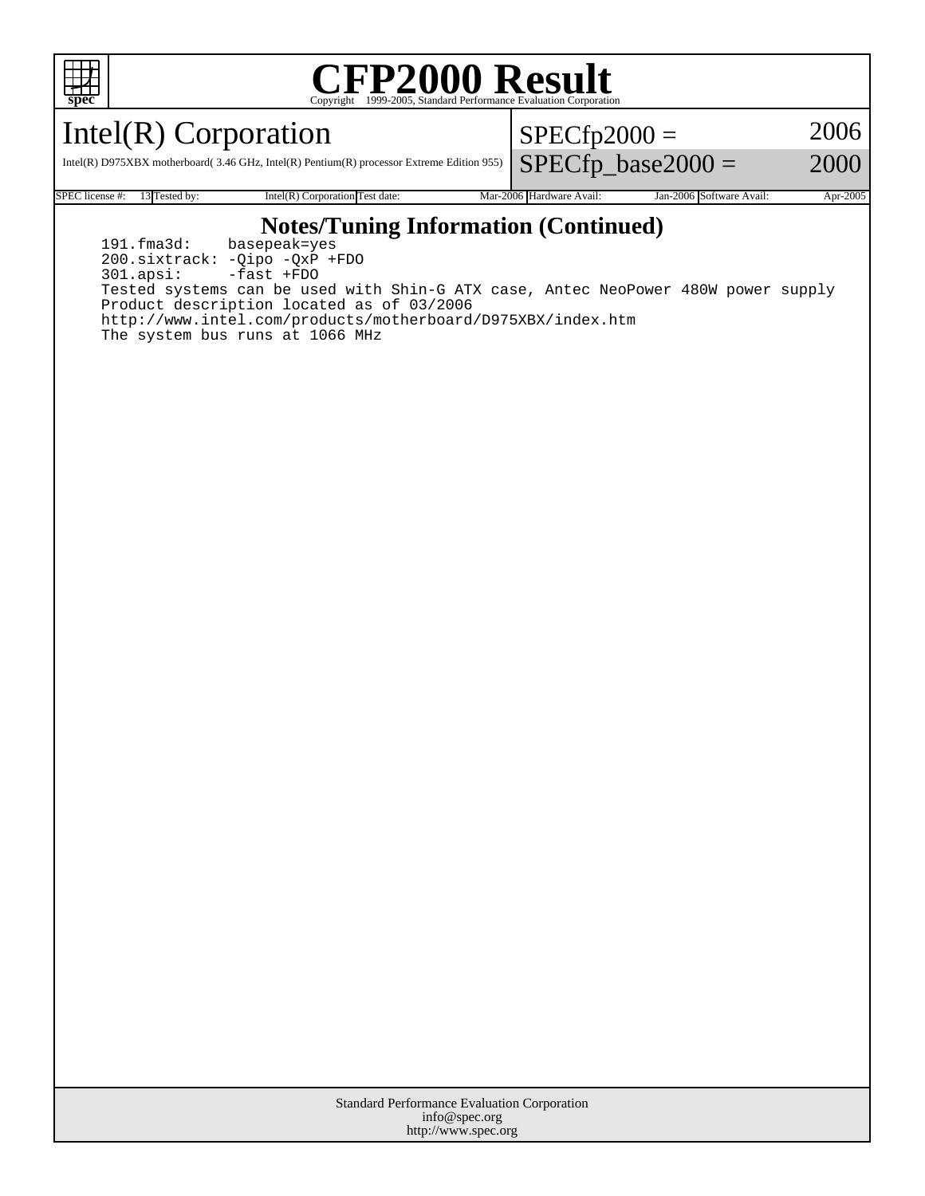# CFP2000 Result

Copyright 1999-2005, Standard Performance Evaluation Corporation

## Intel(R) Corporation

Intel(R) D975XBX motherboard( 3.46 GHz, Intel(R) Pentium(R) processor Extreme Edition 955)

SPECfp2000 = 2006

SPECfp_base2000 = 2000

| SPEC license #: | 13 | Tested by: | Intel(R) Corporation | Test date: | Mar-2006 | Hardware Avail: | Jan-2006 | Software Avail: | Apr-2005 |
|---|---|---|---|---|---|---|---|---|---|

### Notes/Tuning Information (Continued)

```
191.fma3d:    basepeak=yes
200.sixtrack: -Qipo -QxP +FDO
301.apsi:     -fast +FDO
Tested systems can be used with Shin-G ATX case, Antec NeoPower 480W power supply
Product description located as of 03/2006
http://www.intel.com/products/motherboard/D975XBX/index.htm
The system bus runs at 1066 MHz
```